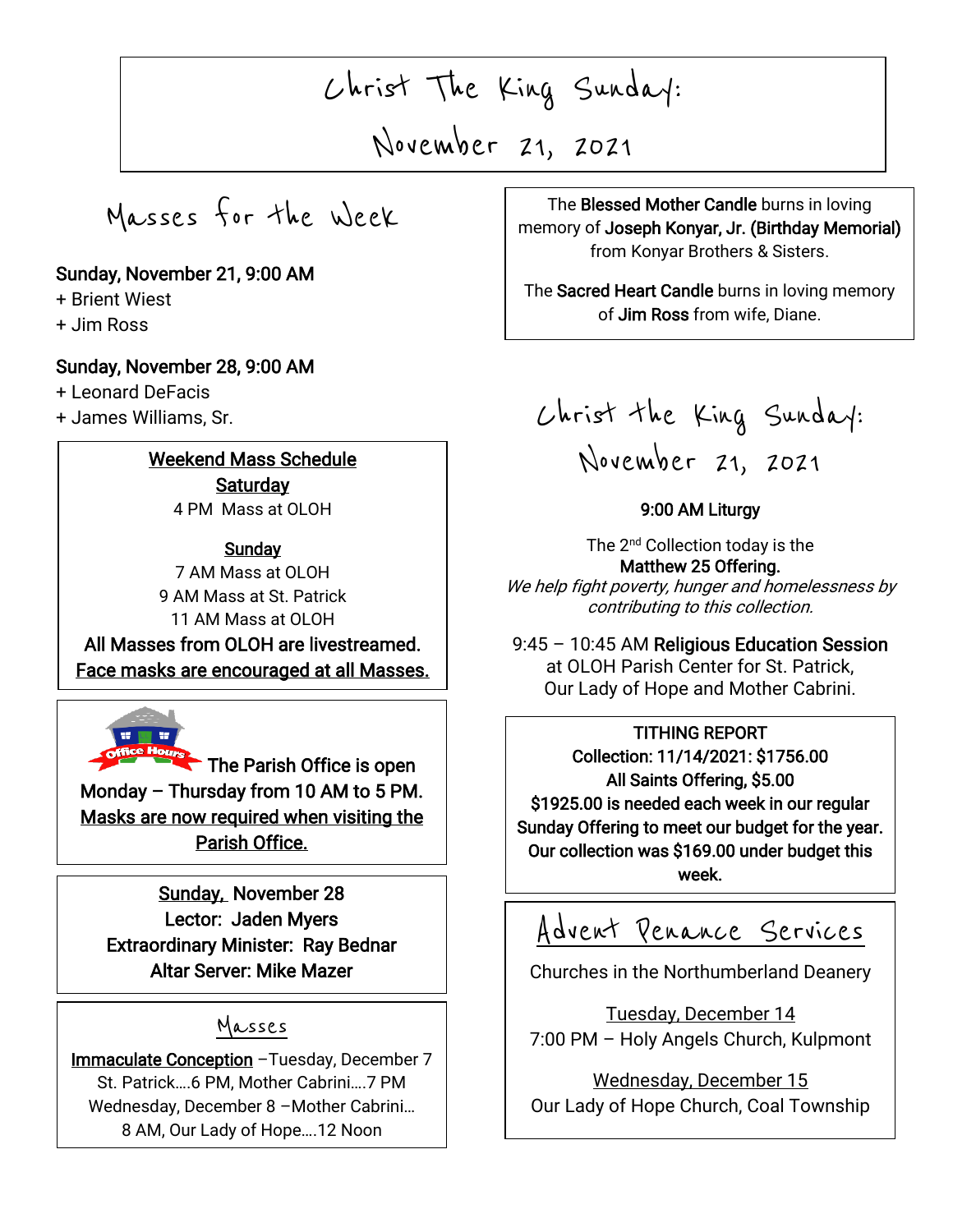# Christ The King Sunday: November 21, 2021

## Masses for the Week

**Sunday, November 21, 9:00 AM**
+ Brient Wiest
+ Jim Ross

**Sunday, November 28, 9:00 AM**
+ Leonard DeFacis
+ James Williams, Sr.

**Weekend Mass Schedule**

**Saturday**
4 PM Mass at OLOH

**Sunday**
7 AM Mass at OLOH
9 AM Mass at St. Patrick
11 AM Mass at OLOH

**All Masses from OLOH are livestreamed.**
**Face masks are encouraged at all Masses.**

Office Hours **The Parish Office is open Monday – Thursday from 10 AM to 5 PM.** **Masks are now required when visiting the Parish Office.**

**Sunday, November 28**
**Lector: Jaden Myers**
**Extraordinary Minister: Ray Bednar**
**Altar Server: Mike Mazer**

### Masses

Immaculate Conception –Tuesday, December 7
St. Patrick….6 PM, Mother Cabrini….7 PM
Wednesday, December 8 –Mother Cabrini…
8 AM, Our Lady of Hope….12 Noon

The **Blessed Mother Candle** burns in loving memory of **Joseph Konyar, Jr. (Birthday Memorial)** from Konyar Brothers & Sisters.

The **Sacred Heart Candle** burns in loving memory of **Jim Ross** from wife, Diane.

## Christ the King Sunday: November 21, 2021

**9:00 AM Liturgy**

The 2nd Collection today is the **Matthew 25 Offering.**
*We help fight poverty, hunger and homelessness by contributing to this collection.*

9:45 – 10:45 AM **Religious Education Session** at OLOH Parish Center for St. Patrick, Our Lady of Hope and Mother Cabrini.

**TITHING REPORT**
**Collection: 11/14/2021: $1756.00**
**All Saints Offering, $5.00**
**$1925.00 is needed each week in our regular Sunday Offering to meet our budget for the year. Our collection was $169.00 under budget this week.**

### Advent Penance Services

Churches in the Northumberland Deanery

Tuesday, December 14
7:00 PM – Holy Angels Church, Kulpmont

Wednesday, December 15
Our Lady of Hope Church, Coal Township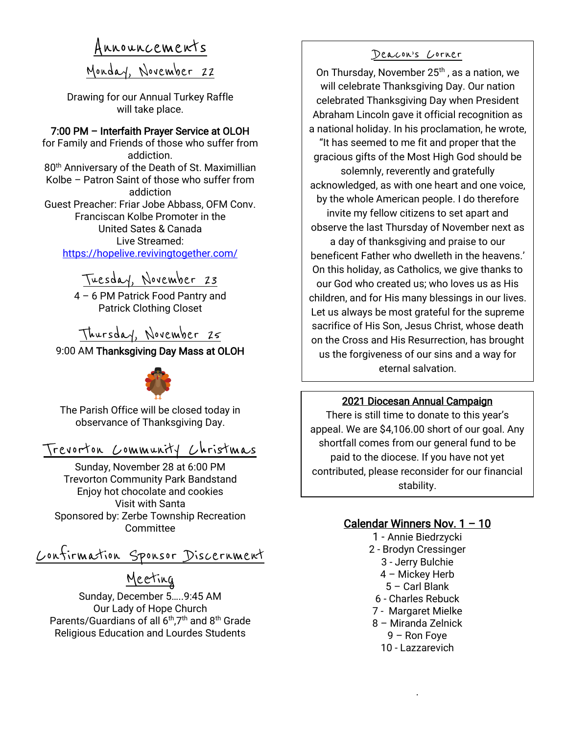# Announcements

## Monday, November 22

Drawing for our Annual Turkey Raffle will take place.

**7:00 PM – Interfaith Prayer Service at OLOH**
for Family and Friends of those who suffer from addiction.
80th Anniversary of the Death of St. Maximillian Kolbe – Patron Saint of those who suffer from addiction
Guest Preacher: Friar Jobe Abbass, OFM Conv.
Franciscan Kolbe Promoter in the United Sates & Canada
Live Streamed:
https://hopelive.revivingtogether.com/

## Tuesday, November 23

4 – 6 PM Patrick Food Pantry and Patrick Clothing Closet

## Thursday, November 25

9:00 AM **Thanksgiving Day Mass at OLOH**

The Parish Office will be closed today in observance of Thanksgiving Day.

## Trevorton Community Christmas

Sunday, November 28 at 6:00 PM
Trevorton Community Park Bandstand
Enjoy hot chocolate and cookies
Visit with Santa
Sponsored by: Zerbe Township Recreation Committee

## Confirmation Sponsor Discernment Meeting

Sunday, December 5…..9:45 AM
Our Lady of Hope Church
Parents/Guardians of all 6th,7th and 8th Grade Religious Education and Lourdes Students

## Deacon's Corner

On Thursday, November 25th , as a nation, we will celebrate Thanksgiving Day. Our nation celebrated Thanksgiving Day when President Abraham Lincoln gave it official recognition as a national holiday. In his proclamation, he wrote, "It has seemed to me fit and proper that the gracious gifts of the Most High God should be solemnly, reverently and gratefully acknowledged, as with one heart and one voice, by the whole American people. I do therefore invite my fellow citizens to set apart and observe the last Thursday of November next as a day of thanksgiving and praise to our beneficent Father who dwelleth in the heavens.' On this holiday, as Catholics, we give thanks to our God who created us; who loves us as His children, and for His many blessings in our lives. Let us always be most grateful for the supreme sacrifice of His Son, Jesus Christ, whose death on the Cross and His Resurrection, has brought us the forgiveness of our sins and a way for eternal salvation.

## 2021 Diocesan Annual Campaign

There is still time to donate to this year's appeal. We are $4,106.00 short of our goal. Any shortfall comes from our general fund to be paid to the diocese. If you have not yet contributed, please reconsider for our financial stability.

## Calendar Winners Nov. 1 – 10

1 - Annie Biedrzycki
2 - Brodyn Cressinger
3 - Jerry Bulchie
4 – Mickey Herb
5 – Carl Blank
6 - Charles Rebuck
7 - Margaret Mielke
8 – Miranda Zelnick
9 – Ron Foye
10 - Lazzarevich